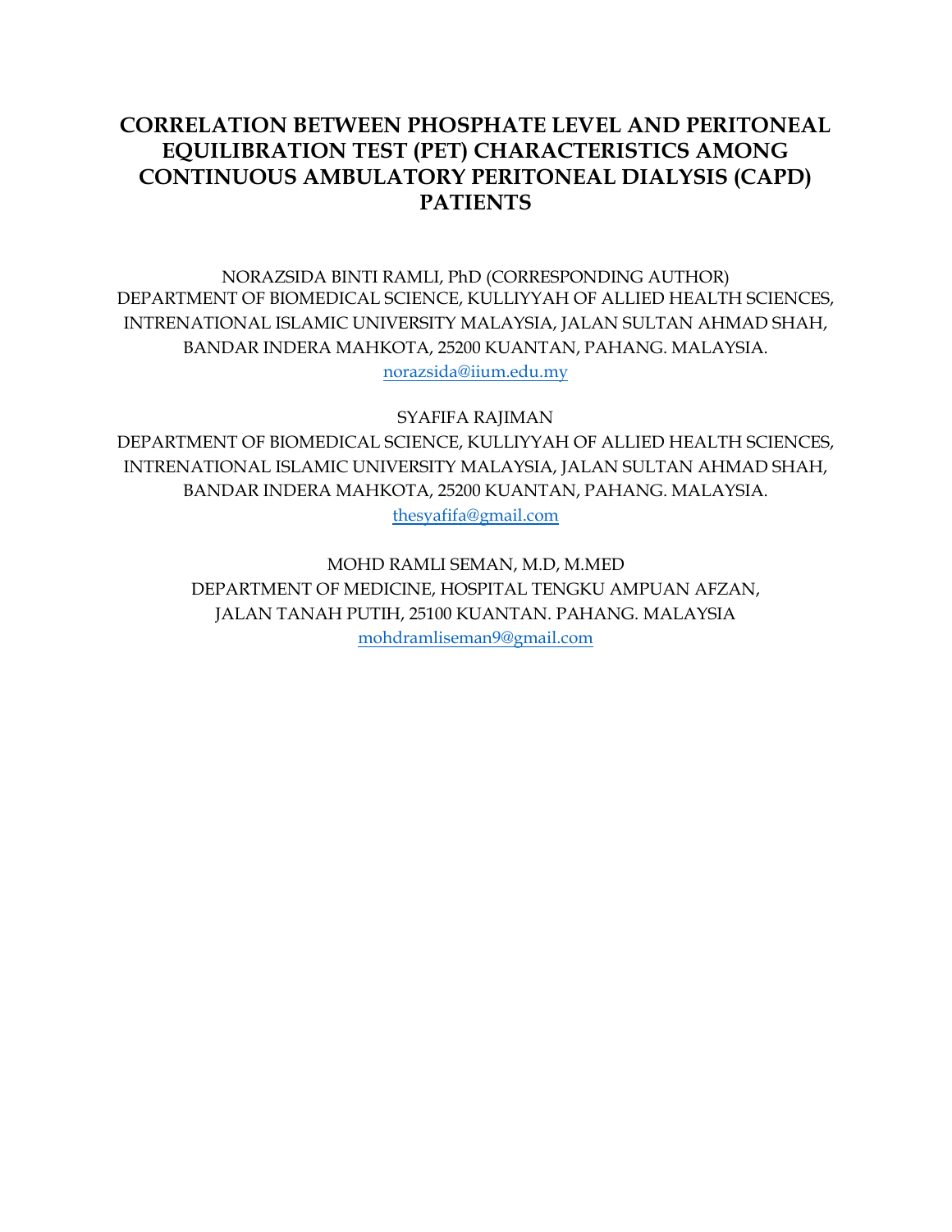# CORRELATION BETWEEN PHOSPHATE LEVEL AND PERITONEAL EQUILIBRATION TEST (PET) CHARACTERISTICS AMONG CONTINUOUS AMBULATORY PERITONEAL DIALYSIS (CAPD) PATIENTS

NORAZSIDA BINTI RAMLI, PhD (CORRESPONDING AUTHOR)
DEPARTMENT OF BIOMEDICAL SCIENCE, KULLIYYAH OF ALLIED HEALTH SCIENCES, INTRENATIONAL ISLAMIC UNIVERSITY MALAYSIA, JALAN SULTAN AHMAD SHAH, BANDAR INDERA MAHKOTA, 25200 KUANTAN, PAHANG. MALAYSIA.
norazsida@iium.edu.my

SYAFIFA RAJIMAN
DEPARTMENT OF BIOMEDICAL SCIENCE, KULLIYYAH OF ALLIED HEALTH SCIENCES, INTRENATIONAL ISLAMIC UNIVERSITY MALAYSIA, JALAN SULTAN AHMAD SHAH, BANDAR INDERA MAHKOTA, 25200 KUANTAN, PAHANG. MALAYSIA.
thesyafifa@gmail.com

MOHD RAMLI SEMAN, M.D, M.MED
DEPARTMENT OF MEDICINE, HOSPITAL TENGKU AMPUAN AFZAN, JALAN TANAH PUTIH, 25100 KUANTAN. PAHANG. MALAYSIA
mohdramliseman9@gmail.com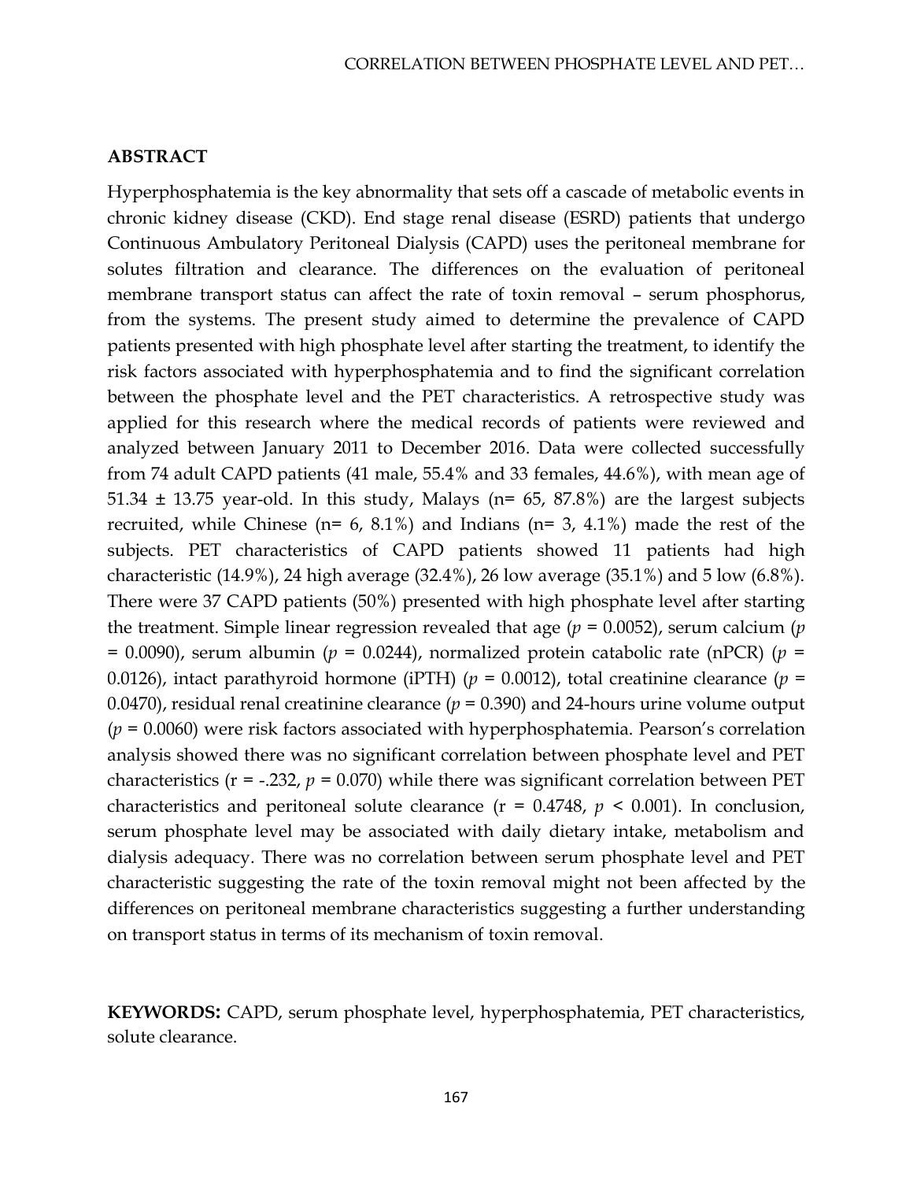## ABSTRACT

Hyperphosphatemia is the key abnormality that sets off a cascade of metabolic events in chronic kidney disease (CKD). End stage renal disease (ESRD) patients that undergo Continuous Ambulatory Peritoneal Dialysis (CAPD) uses the peritoneal membrane for solutes filtration and clearance. The differences on the evaluation of peritoneal membrane transport status can affect the rate of toxin removal – serum phosphorus, from the systems. The present study aimed to determine the prevalence of CAPD patients presented with high phosphate level after starting the treatment, to identify the risk factors associated with hyperphosphatemia and to find the significant correlation between the phosphate level and the PET characteristics. A retrospective study was applied for this research where the medical records of patients were reviewed and analyzed between January 2011 to December 2016. Data were collected successfully from 74 adult CAPD patients (41 male, 55.4% and 33 females, 44.6%), with mean age of 51.34 ± 13.75 year-old. In this study, Malays (n= 65, 87.8%) are the largest subjects recruited, while Chinese (n= 6, 8.1%) and Indians (n= 3, 4.1%) made the rest of the subjects. PET characteristics of CAPD patients showed 11 patients had high characteristic (14.9%), 24 high average (32.4%), 26 low average (35.1%) and 5 low (6.8%). There were 37 CAPD patients (50%) presented with high phosphate level after starting the treatment. Simple linear regression revealed that age ($p$ = 0.0052), serum calcium ($p$ = 0.0090), serum albumin ($p$ = 0.0244), normalized protein catabolic rate (nPCR) ($p$ = 0.0126), intact parathyroid hormone (iPTH) ($p$ = 0.0012), total creatinine clearance ($p$ = 0.0470), residual renal creatinine clearance ($p$ = 0.390) and 24-hours urine volume output ($p$ = 0.0060) were risk factors associated with hyperphosphatemia. Pearson's correlation analysis showed there was no significant correlation between phosphate level and PET characteristics (r = -.232, $p$ = 0.070) while there was significant correlation between PET characteristics and peritoneal solute clearance (r = 0.4748, $p$ < 0.001). In conclusion, serum phosphate level may be associated with daily dietary intake, metabolism and dialysis adequacy. There was no correlation between serum phosphate level and PET characteristic suggesting the rate of the toxin removal might not been affected by the differences on peritoneal membrane characteristics suggesting a further understanding on transport status in terms of its mechanism of toxin removal.

**KEYWORDS:** CAPD, serum phosphate level, hyperphosphatemia, PET characteristics, solute clearance.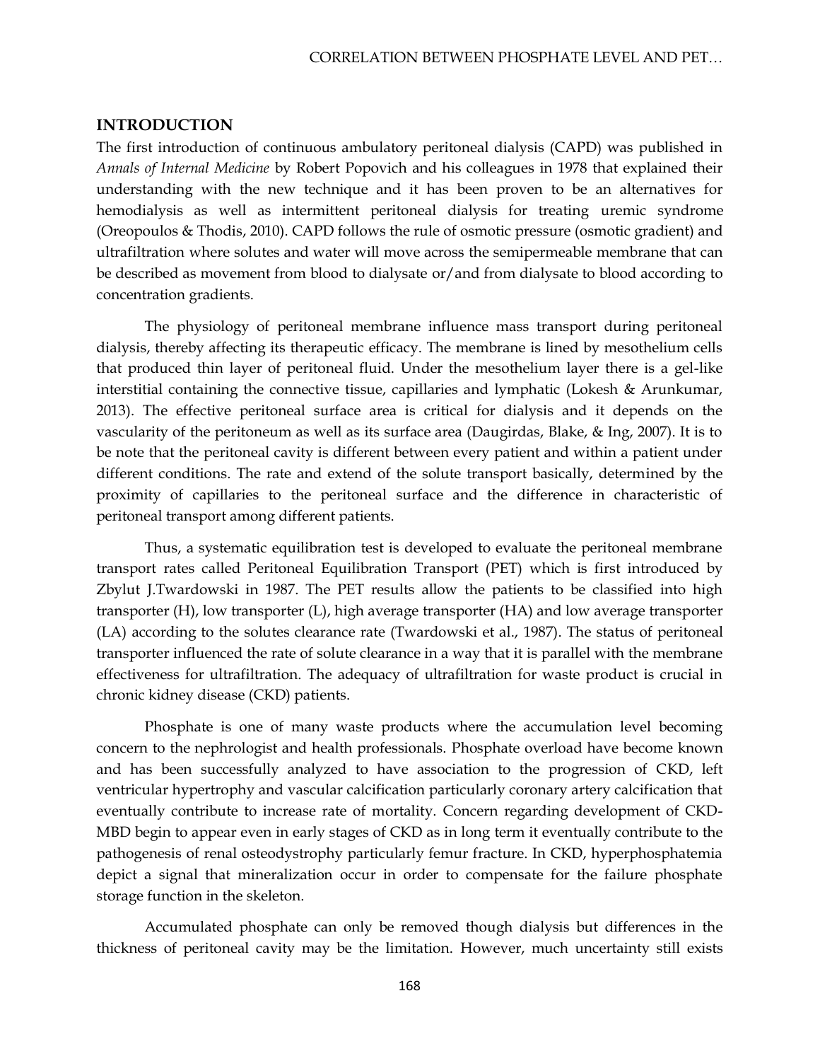## INTRODUCTION

The first introduction of continuous ambulatory peritoneal dialysis (CAPD) was published in *Annals of Internal Medicine* by Robert Popovich and his colleagues in 1978 that explained their understanding with the new technique and it has been proven to be an alternatives for hemodialysis as well as intermittent peritoneal dialysis for treating uremic syndrome (Oreopoulos & Thodis, 2010). CAPD follows the rule of osmotic pressure (osmotic gradient) and ultrafiltration where solutes and water will move across the semipermeable membrane that can be described as movement from blood to dialysate or/and from dialysate to blood according to concentration gradients.

The physiology of peritoneal membrane influence mass transport during peritoneal dialysis, thereby affecting its therapeutic efficacy. The membrane is lined by mesothelium cells that produced thin layer of peritoneal fluid. Under the mesothelium layer there is a gel-like interstitial containing the connective tissue, capillaries and lymphatic (Lokesh & Arunkumar, 2013). The effective peritoneal surface area is critical for dialysis and it depends on the vascularity of the peritoneum as well as its surface area (Daugirdas, Blake, & Ing, 2007). It is to be note that the peritoneal cavity is different between every patient and within a patient under different conditions. The rate and extend of the solute transport basically, determined by the proximity of capillaries to the peritoneal surface and the difference in characteristic of peritoneal transport among different patients.

Thus, a systematic equilibration test is developed to evaluate the peritoneal membrane transport rates called Peritoneal Equilibration Transport (PET) which is first introduced by Zbylut J.Twardowski in 1987. The PET results allow the patients to be classified into high transporter (H), low transporter (L), high average transporter (HA) and low average transporter (LA) according to the solutes clearance rate (Twardowski et al., 1987). The status of peritoneal transporter influenced the rate of solute clearance in a way that it is parallel with the membrane effectiveness for ultrafiltration. The adequacy of ultrafiltration for waste product is crucial in chronic kidney disease (CKD) patients.

Phosphate is one of many waste products where the accumulation level becoming concern to the nephrologist and health professionals. Phosphate overload have become known and has been successfully analyzed to have association to the progression of CKD, left ventricular hypertrophy and vascular calcification particularly coronary artery calcification that eventually contribute to increase rate of mortality. Concern regarding development of CKD-MBD begin to appear even in early stages of CKD as in long term it eventually contribute to the pathogenesis of renal osteodystrophy particularly femur fracture. In CKD, hyperphosphatemia depict a signal that mineralization occur in order to compensate for the failure phosphate storage function in the skeleton.

Accumulated phosphate can only be removed though dialysis but differences in the thickness of peritoneal cavity may be the limitation. However, much uncertainty still exists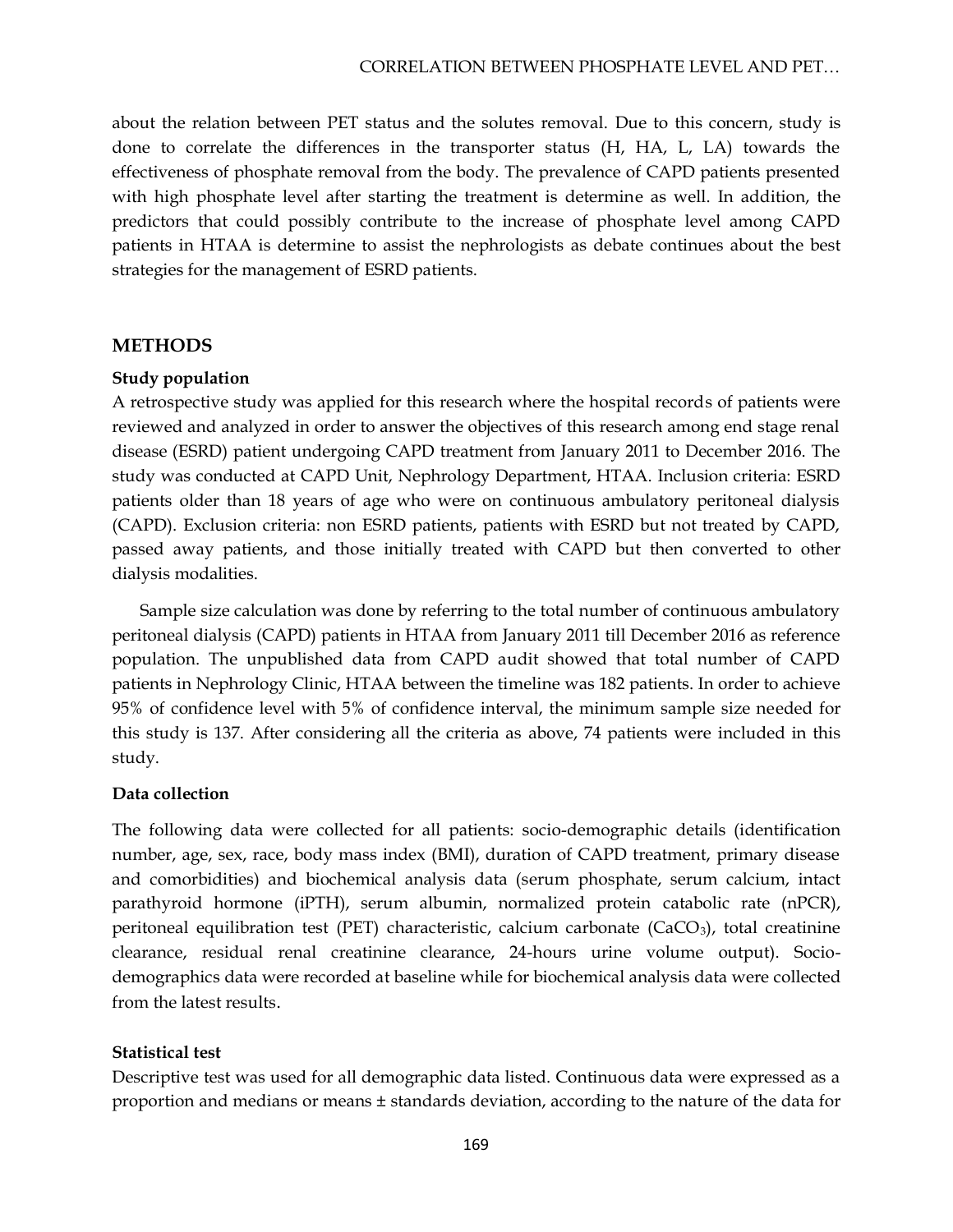about the relation between PET status and the solutes removal. Due to this concern, study is done to correlate the differences in the transporter status (H, HA, L, LA) towards the effectiveness of phosphate removal from the body. The prevalence of CAPD patients presented with high phosphate level after starting the treatment is determine as well. In addition, the predictors that could possibly contribute to the increase of phosphate level among CAPD patients in HTAA is determine to assist the nephrologists as debate continues about the best strategies for the management of ESRD patients.

## METHODS

### Study population

A retrospective study was applied for this research where the hospital records of patients were reviewed and analyzed in order to answer the objectives of this research among end stage renal disease (ESRD) patient undergoing CAPD treatment from January 2011 to December 2016. The study was conducted at CAPD Unit, Nephrology Department, HTAA. Inclusion criteria: ESRD patients older than 18 years of age who were on continuous ambulatory peritoneal dialysis (CAPD). Exclusion criteria: non ESRD patients, patients with ESRD but not treated by CAPD, passed away patients, and those initially treated with CAPD but then converted to other dialysis modalities.

Sample size calculation was done by referring to the total number of continuous ambulatory peritoneal dialysis (CAPD) patients in HTAA from January 2011 till December 2016 as reference population. The unpublished data from CAPD audit showed that total number of CAPD patients in Nephrology Clinic, HTAA between the timeline was 182 patients. In order to achieve 95% of confidence level with 5% of confidence interval, the minimum sample size needed for this study is 137. After considering all the criteria as above, 74 patients were included in this study.

### Data collection

The following data were collected for all patients: socio-demographic details (identification number, age, sex, race, body mass index (BMI), duration of CAPD treatment, primary disease and comorbidities) and biochemical analysis data (serum phosphate, serum calcium, intact parathyroid hormone (iPTH), serum albumin, normalized protein catabolic rate (nPCR), peritoneal equilibration test (PET) characteristic, calcium carbonate ($CaCO_3$), total creatinine clearance, residual renal creatinine clearance, 24-hours urine volume output). Socio-demographics data were recorded at baseline while for biochemical analysis data were collected from the latest results.

### Statistical test

Descriptive test was used for all demographic data listed. Continuous data were expressed as a proportion and medians or means ± standards deviation, according to the nature of the data for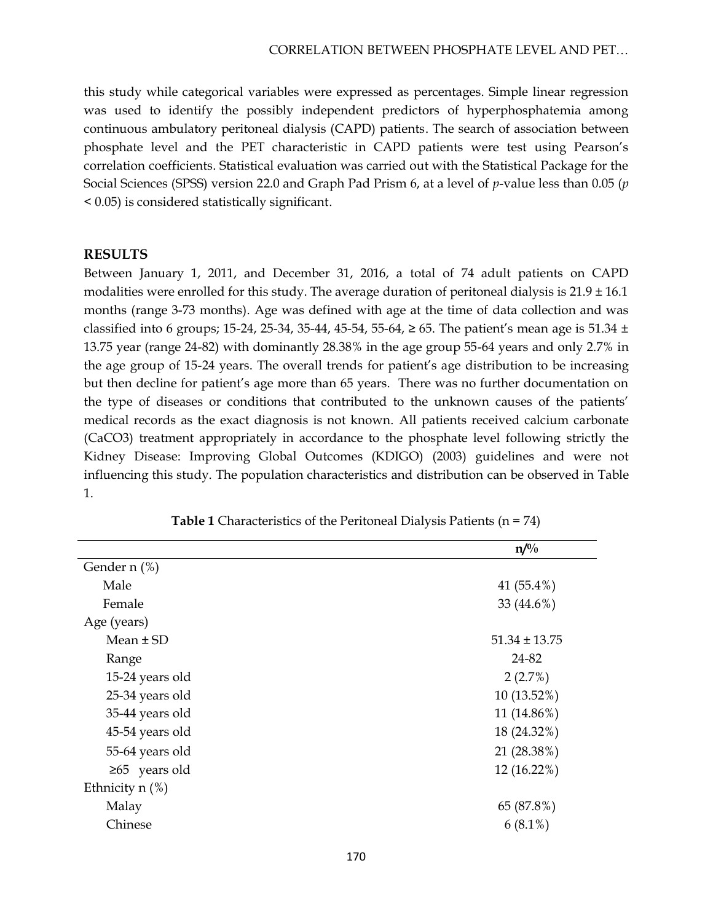this study while categorical variables were expressed as percentages. Simple linear regression was used to identify the possibly independent predictors of hyperphosphatemia among continuous ambulatory peritoneal dialysis (CAPD) patients. The search of association between phosphate level and the PET characteristic in CAPD patients were test using Pearson's correlation coefficients. Statistical evaluation was carried out with the Statistical Package for the Social Sciences (SPSS) version 22.0 and Graph Pad Prism 6, at a level of *p*-value less than 0.05 ($p < 0.05$) is considered statistically significant.

## RESULTS

Between January 1, 2011, and December 31, 2016, a total of 74 adult patients on CAPD modalities were enrolled for this study. The average duration of peritoneal dialysis is 21.9 ± 16.1 months (range 3-73 months). Age was defined with age at the time of data collection and was classified into 6 groups; 15-24, 25-34, 35-44, 45-54, 55-64, ≥ 65. The patient's mean age is 51.34 ± 13.75 year (range 24-82) with dominantly 28.38% in the age group 55-64 years and only 2.7% in the age group of 15-24 years. The overall trends for patient's age distribution to be increasing but then decline for patient's age more than 65 years. There was no further documentation on the type of diseases or conditions that contributed to the unknown causes of the patients' medical records as the exact diagnosis is not known. All patients received calcium carbonate ($CaCO_3$) treatment appropriately in accordance to the phosphate level following strictly the Kidney Disease: Improving Global Outcomes (KDIGO) (2003) guidelines and were not influencing this study. The population characteristics and distribution can be observed in Table 1.

**Table 1** Characteristics of the Peritoneal Dialysis Patients (n = 74)

| | **n/%** |
|---|---|
| Gender n (%) | |
| Male | 41 (55.4%) |
| Female | 33 (44.6%) |
| Age (years) | |
| Mean ± SD | 51.34 ± 13.75 |
| Range | 24-82 |
| 15-24 years old | 2 (2.7%) |
| 25-34 years old | 10 (13.52%) |
| 35-44 years old | 11 (14.86%) |
| 45-54 years old | 18 (24.32%) |
| 55-64 years old | 21 (28.38%) |
| ≥65 years old | 12 (16.22%) |
| Ethnicity n (%) | |
| Malay | 65 (87.8%) |
| Chinese | 6 (8.1%) |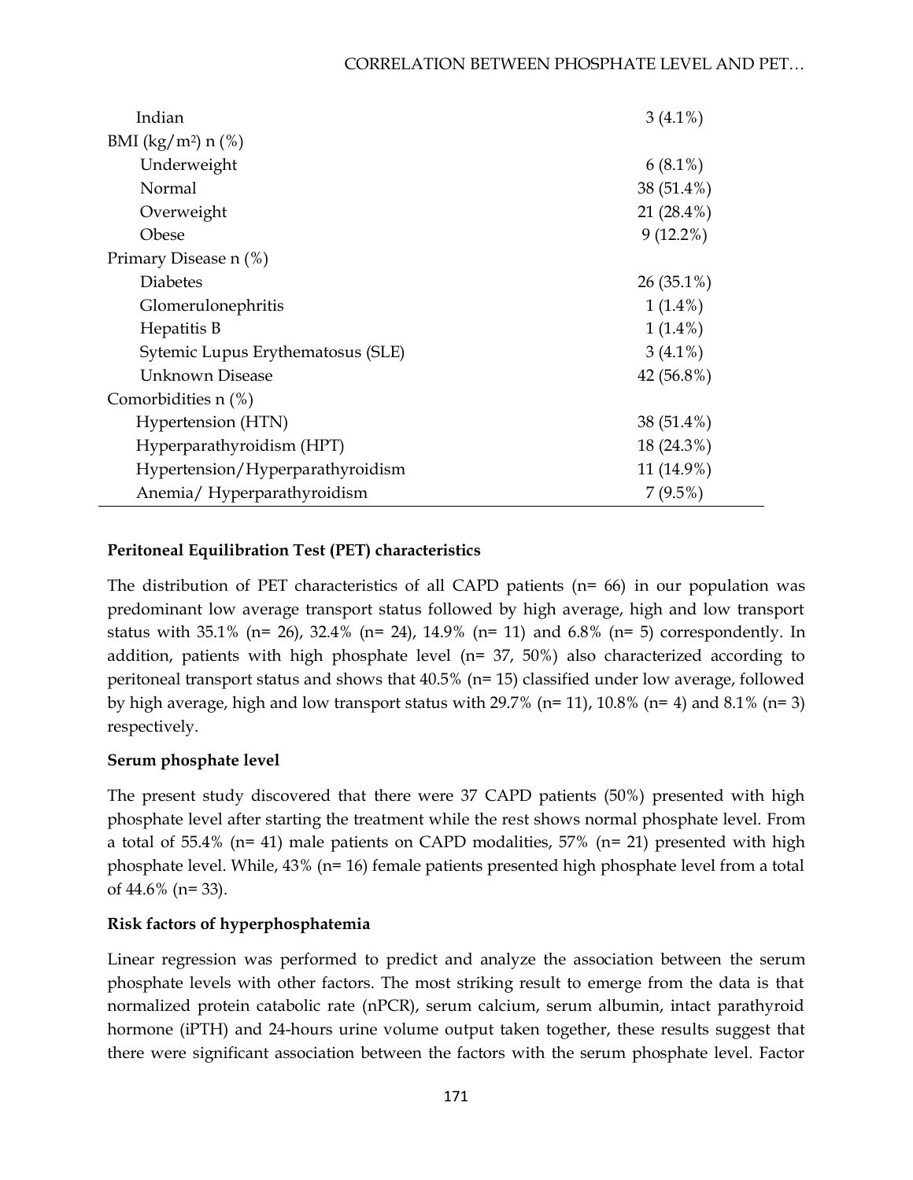| | |
|---|---|
| Indian | 3 (4.1%) |
| BMI (kg/m²) n (%) | |
| Underweight | 6 (8.1%) |
| Normal | 38 (51.4%) |
| Overweight | 21 (28.4%) |
| Obese | 9 (12.2%) |
| Primary Disease n (%) | |
| Diabetes | 26 (35.1%) |
| Glomerulonephritis | 1 (1.4%) |
| Hepatitis B | 1 (1.4%) |
| Sytemic Lupus Erythematosus (SLE) | 3 (4.1%) |
| Unknown Disease | 42 (56.8%) |
| Comorbidities n (%) | |
| Hypertension (HTN) | 38 (51.4%) |
| Hyperparathyroidism (HPT) | 18 (24.3%) |
| Hypertension/Hyperparathyroidism | 11 (14.9%) |
| Anemia/ Hyperparathyroidism | 7 (9.5%) |

**Peritoneal Equilibration Test (PET) characteristics**

The distribution of PET characteristics of all CAPD patients (n= 66) in our population was predominant low average transport status followed by high average, high and low transport status with 35.1% (n= 26), 32.4% (n= 24), 14.9% (n= 11) and 6.8% (n= 5) correspondently. In addition, patients with high phosphate level (n= 37, 50%) also characterized according to peritoneal transport status and shows that 40.5% (n= 15) classified under low average, followed by high average, high and low transport status with 29.7% (n= 11), 10.8% (n= 4) and 8.1% (n= 3) respectively.

**Serum phosphate level**

The present study discovered that there were 37 CAPD patients (50%) presented with high phosphate level after starting the treatment while the rest shows normal phosphate level. From a total of 55.4% (n= 41) male patients on CAPD modalities, 57% (n= 21) presented with high phosphate level. While, 43% (n= 16) female patients presented high phosphate level from a total of 44.6% (n= 33).

**Risk factors of hyperphosphatemia**

Linear regression was performed to predict and analyze the association between the serum phosphate levels with other factors. The most striking result to emerge from the data is that normalized protein catabolic rate (nPCR), serum calcium, serum albumin, intact parathyroid hormone (iPTH) and 24-hours urine volume output taken together, these results suggest that there were significant association between the factors with the serum phosphate level. Factor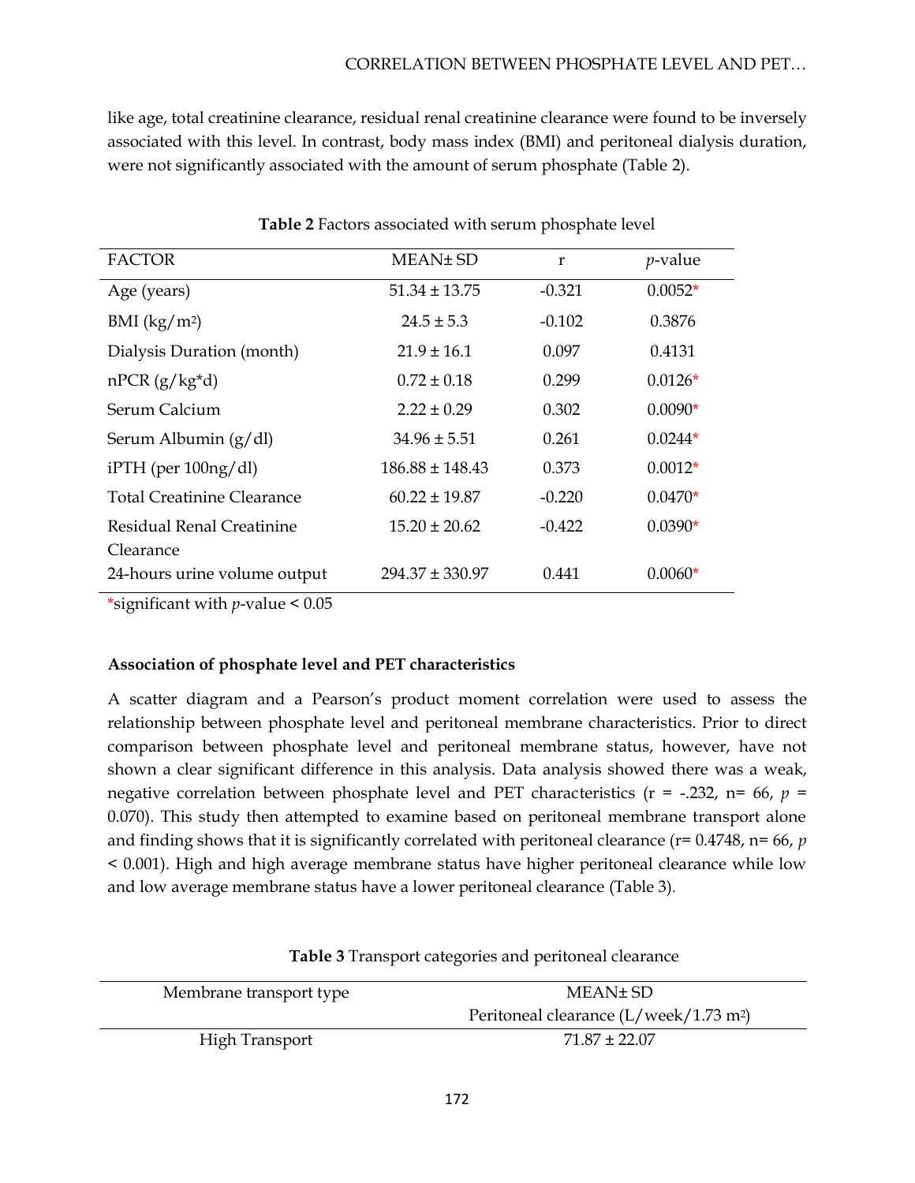like age, total creatinine clearance, residual renal creatinine clearance were found to be inversely associated with this level. In contrast, body mass index (BMI) and peritoneal dialysis duration, were not significantly associated with the amount of serum phosphate (Table 2).

**Table 2** Factors associated with serum phosphate level

| FACTOR | MEAN± SD | r | *p*-value |
|---|---|---|---|
| Age (years) | 51.34 ± 13.75 | -0.321 | 0.0052* |
| BMI ($kg/m^2$) | 24.5 ± 5.3 | -0.102 | 0.3876 |
| Dialysis Duration (month) | 21.9 ± 16.1 | 0.097 | 0.4131 |
| nPCR (g/kg*d) | 0.72 ± 0.18 | 0.299 | 0.0126* |
| Serum Calcium | 2.22 ± 0.29 | 0.302 | 0.0090* |
| Serum Albumin (g/dl) | 34.96 ± 5.51 | 0.261 | 0.0244* |
| iPTH (per 100ng/dl) | 186.88 ± 148.43 | 0.373 | 0.0012* |
| Total Creatinine Clearance | 60.22 ± 19.87 | -0.220 | 0.0470* |
| Residual Renal Creatinine Clearance | 15.20 ± 20.62 | -0.422 | 0.0390* |
| 24-hours urine volume output | 294.37 ± 330.97 | 0.441 | 0.0060* |

*significant with *p*-value < 0.05

**Association of phosphate level and PET characteristics**

A scatter diagram and a Pearson's product moment correlation were used to assess the relationship between phosphate level and peritoneal membrane characteristics. Prior to direct comparison between phosphate level and peritoneal membrane status, however, have not shown a clear significant difference in this analysis. Data analysis showed there was a weak, negative correlation between phosphate level and PET characteristics (r = -.232, n= 66, $p$ = 0.070). This study then attempted to examine based on peritoneal membrane transport alone and finding shows that it is significantly correlated with peritoneal clearance (r= 0.4748, n= 66, $p$ < 0.001). High and high average membrane status have higher peritoneal clearance while low and low average membrane status have a lower peritoneal clearance (Table 3).

**Table 3** Transport categories and peritoneal clearance

| Membrane transport type | MEAN± SD Peritoneal clearance (L/week/1.73 $m^2$) |
|---|---|
| High Transport | 71.87 ± 22.07 |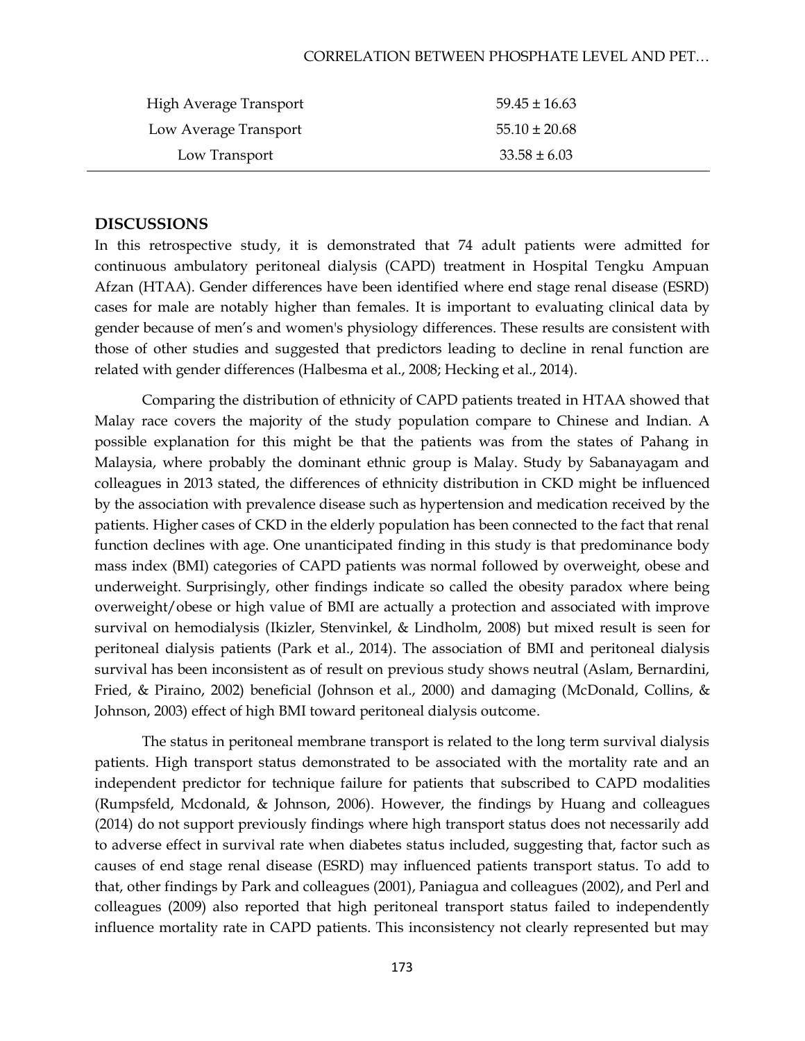| | |
|---|---|
| High Average Transport | 59.45 ± 16.63 |
| Low Average Transport | 55.10 ± 20.68 |
| Low Transport | 33.58 ± 6.03 |

## DISCUSSIONS

In this retrospective study, it is demonstrated that 74 adult patients were admitted for continuous ambulatory peritoneal dialysis (CAPD) treatment in Hospital Tengku Ampuan Afzan (HTAA). Gender differences have been identified where end stage renal disease (ESRD) cases for male are notably higher than females. It is important to evaluating clinical data by gender because of men's and women's physiology differences. These results are consistent with those of other studies and suggested that predictors leading to decline in renal function are related with gender differences (Halbesma et al., 2008; Hecking et al., 2014).

Comparing the distribution of ethnicity of CAPD patients treated in HTAA showed that Malay race covers the majority of the study population compare to Chinese and Indian. A possible explanation for this might be that the patients was from the states of Pahang in Malaysia, where probably the dominant ethnic group is Malay. Study by Sabanayagam and colleagues in 2013 stated, the differences of ethnicity distribution in CKD might be influenced by the association with prevalence disease such as hypertension and medication received by the patients. Higher cases of CKD in the elderly population has been connected to the fact that renal function declines with age. One unanticipated finding in this study is that predominance body mass index (BMI) categories of CAPD patients was normal followed by overweight, obese and underweight. Surprisingly, other findings indicate so called the obesity paradox where being overweight/obese or high value of BMI are actually a protection and associated with improve survival on hemodialysis (Ikizler, Stenvinkel, & Lindholm, 2008) but mixed result is seen for peritoneal dialysis patients (Park et al., 2014). The association of BMI and peritoneal dialysis survival has been inconsistent as of result on previous study shows neutral (Aslam, Bernardini, Fried, & Piraino, 2002) beneficial (Johnson et al., 2000) and damaging (McDonald, Collins, & Johnson, 2003) effect of high BMI toward peritoneal dialysis outcome.

The status in peritoneal membrane transport is related to the long term survival dialysis patients. High transport status demonstrated to be associated with the mortality rate and an independent predictor for technique failure for patients that subscribed to CAPD modalities (Rumpsfeld, Mcdonald, & Johnson, 2006). However, the findings by Huang and colleagues (2014) do not support previously findings where high transport status does not necessarily add to adverse effect in survival rate when diabetes status included, suggesting that, factor such as causes of end stage renal disease (ESRD) may influenced patients transport status. To add to that, other findings by Park and colleagues (2001), Paniagua and colleagues (2002), and Perl and colleagues (2009) also reported that high peritoneal transport status failed to independently influence mortality rate in CAPD patients. This inconsistency not clearly represented but may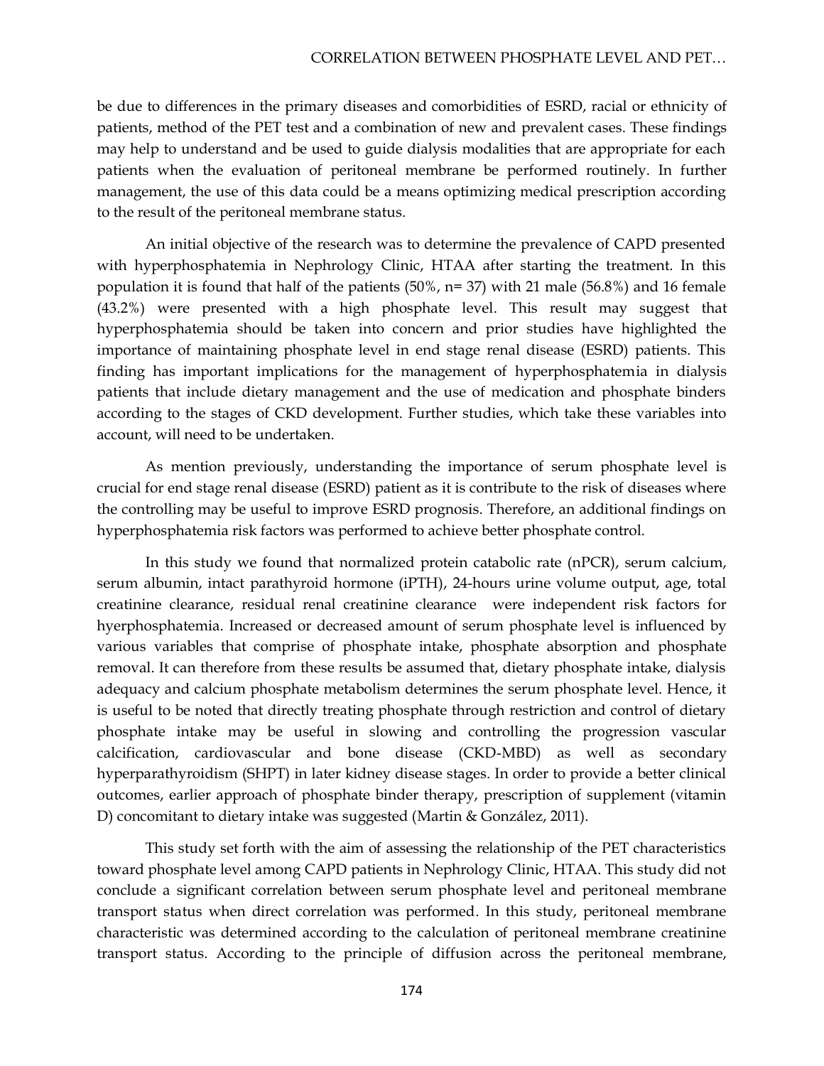be due to differences in the primary diseases and comorbidities of ESRD, racial or ethnicity of patients, method of the PET test and a combination of new and prevalent cases. These findings may help to understand and be used to guide dialysis modalities that are appropriate for each patients when the evaluation of peritoneal membrane be performed routinely. In further management, the use of this data could be a means optimizing medical prescription according to the result of the peritoneal membrane status.

An initial objective of the research was to determine the prevalence of CAPD presented with hyperphosphatemia in Nephrology Clinic, HTAA after starting the treatment. In this population it is found that half of the patients (50%, n= 37) with 21 male (56.8%) and 16 female (43.2%) were presented with a high phosphate level. This result may suggest that hyperphosphatemia should be taken into concern and prior studies have highlighted the importance of maintaining phosphate level in end stage renal disease (ESRD) patients. This finding has important implications for the management of hyperphosphatemia in dialysis patients that include dietary management and the use of medication and phosphate binders according to the stages of CKD development. Further studies, which take these variables into account, will need to be undertaken.

As mention previously, understanding the importance of serum phosphate level is crucial for end stage renal disease (ESRD) patient as it is contribute to the risk of diseases where the controlling may be useful to improve ESRD prognosis. Therefore, an additional findings on hyperphosphatemia risk factors was performed to achieve better phosphate control.

In this study we found that normalized protein catabolic rate (nPCR), serum calcium, serum albumin, intact parathyroid hormone (iPTH), 24-hours urine volume output, age, total creatinine clearance, residual renal creatinine clearance were independent risk factors for hyerphosphatemia. Increased or decreased amount of serum phosphate level is influenced by various variables that comprise of phosphate intake, phosphate absorption and phosphate removal. It can therefore from these results be assumed that, dietary phosphate intake, dialysis adequacy and calcium phosphate metabolism determines the serum phosphate level. Hence, it is useful to be noted that directly treating phosphate through restriction and control of dietary phosphate intake may be useful in slowing and controlling the progression vascular calcification, cardiovascular and bone disease (CKD-MBD) as well as secondary hyperparathyroidism (SHPT) in later kidney disease stages. In order to provide a better clinical outcomes, earlier approach of phosphate binder therapy, prescription of supplement (vitamin D) concomitant to dietary intake was suggested (Martin & González, 2011).

This study set forth with the aim of assessing the relationship of the PET characteristics toward phosphate level among CAPD patients in Nephrology Clinic, HTAA. This study did not conclude a significant correlation between serum phosphate level and peritoneal membrane transport status when direct correlation was performed. In this study, peritoneal membrane characteristic was determined according to the calculation of peritoneal membrane creatinine transport status. According to the principle of diffusion across the peritoneal membrane,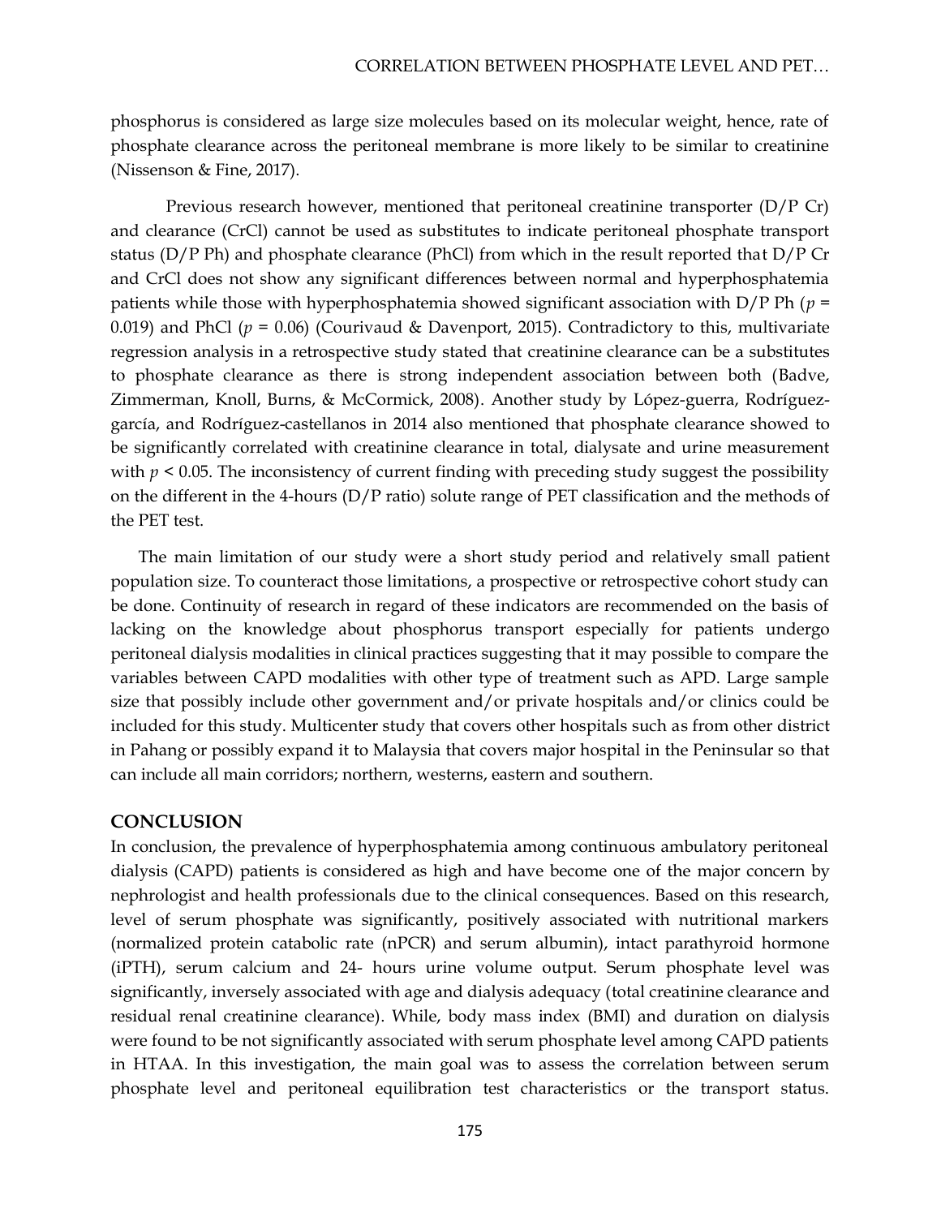phosphorus is considered as large size molecules based on its molecular weight, hence, rate of phosphate clearance across the peritoneal membrane is more likely to be similar to creatinine (Nissenson & Fine, 2017).

Previous research however, mentioned that peritoneal creatinine transporter (D/P Cr) and clearance (CrCl) cannot be used as substitutes to indicate peritoneal phosphate transport status (D/P Ph) and phosphate clearance (PhCl) from which in the result reported that D/P Cr and CrCl does not show any significant differences between normal and hyperphosphatemia patients while those with hyperphosphatemia showed significant association with D/P Ph ($p$ = 0.019) and PhCl ($p$ = 0.06) (Courivaud & Davenport, 2015). Contradictory to this, multivariate regression analysis in a retrospective study stated that creatinine clearance can be a substitutes to phosphate clearance as there is strong independent association between both (Badve, Zimmerman, Knoll, Burns, & McCormick, 2008). Another study by López-guerra, Rodríguez-garcía, and Rodríguez-castellanos in 2014 also mentioned that phosphate clearance showed to be significantly correlated with creatinine clearance in total, dialysate and urine measurement with $p < 0.05$. The inconsistency of current finding with preceding study suggest the possibility on the different in the 4-hours (D/P ratio) solute range of PET classification and the methods of the PET test.

The main limitation of our study were a short study period and relatively small patient population size. To counteract those limitations, a prospective or retrospective cohort study can be done. Continuity of research in regard of these indicators are recommended on the basis of lacking on the knowledge about phosphorus transport especially for patients undergo peritoneal dialysis modalities in clinical practices suggesting that it may possible to compare the variables between CAPD modalities with other type of treatment such as APD. Large sample size that possibly include other government and/or private hospitals and/or clinics could be included for this study. Multicenter study that covers other hospitals such as from other district in Pahang or possibly expand it to Malaysia that covers major hospital in the Peninsular so that can include all main corridors; northern, westerns, eastern and southern.

## CONCLUSION

In conclusion, the prevalence of hyperphosphatemia among continuous ambulatory peritoneal dialysis (CAPD) patients is considered as high and have become one of the major concern by nephrologist and health professionals due to the clinical consequences. Based on this research, level of serum phosphate was significantly, positively associated with nutritional markers (normalized protein catabolic rate (nPCR) and serum albumin), intact parathyroid hormone (iPTH), serum calcium and 24- hours urine volume output. Serum phosphate level was significantly, inversely associated with age and dialysis adequacy (total creatinine clearance and residual renal creatinine clearance). While, body mass index (BMI) and duration on dialysis were found to be not significantly associated with serum phosphate level among CAPD patients in HTAA. In this investigation, the main goal was to assess the correlation between serum phosphate level and peritoneal equilibration test characteristics or the transport status.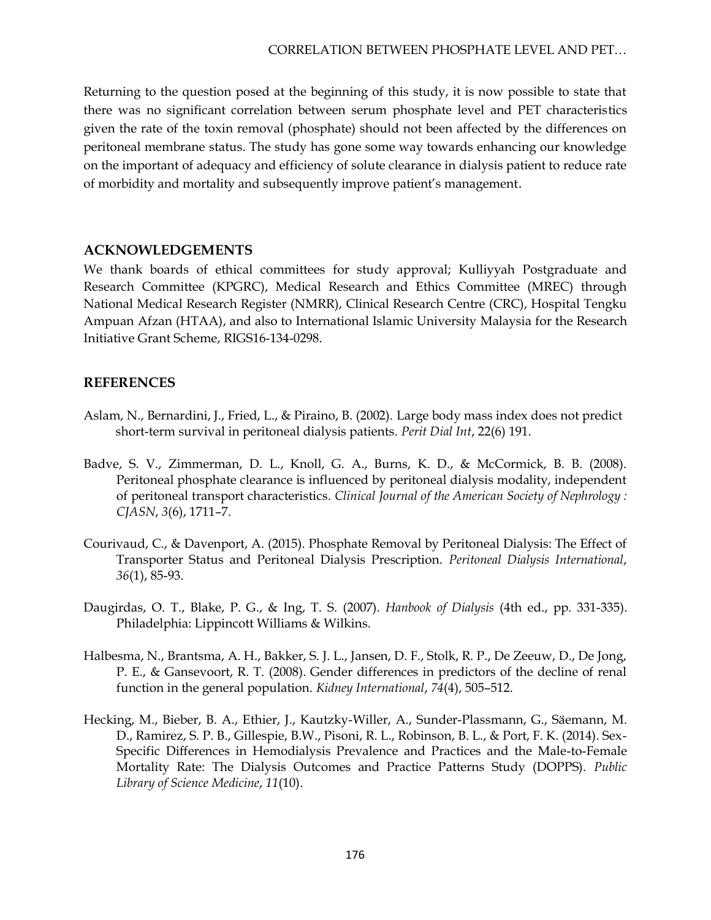Returning to the question posed at the beginning of this study, it is now possible to state that there was no significant correlation between serum phosphate level and PET characteristics given the rate of the toxin removal (phosphate) should not been affected by the differences on peritoneal membrane status. The study has gone some way towards enhancing our knowledge on the important of adequacy and efficiency of solute clearance in dialysis patient to reduce rate of morbidity and mortality and subsequently improve patient's management.

## ACKNOWLEDGEMENTS

We thank boards of ethical committees for study approval; Kulliyyah Postgraduate and Research Committee (KPGRC), Medical Research and Ethics Committee (MREC) through National Medical Research Register (NMRR), Clinical Research Centre (CRC), Hospital Tengku Ampuan Afzan (HTAA), and also to International Islamic University Malaysia for the Research Initiative Grant Scheme, RIGS16-134-0298.

## REFERENCES

Aslam, N., Bernardini, J., Fried, L., & Piraino, B. (2002). Large body mass index does not predict short-term survival in peritoneal dialysis patients. *Perit Dial Int*, 22(6) 191.

Badve, S. V., Zimmerman, D. L., Knoll, G. A., Burns, K. D., & McCormick, B. B. (2008). Peritoneal phosphate clearance is influenced by peritoneal dialysis modality, independent of peritoneal transport characteristics. *Clinical Journal of the American Society of Nephrology : CJASN*, *3*(6), 1711–7.

Courivaud, C., & Davenport, A. (2015). Phosphate Removal by Peritoneal Dialysis: The Effect of Transporter Status and Peritoneal Dialysis Prescription. *Peritoneal Dialysis International*, *36*(1), 85-93.

Daugirdas, O. T., Blake, P. G., & Ing, T. S. (2007). *Hanbook of Dialysis* (4th ed., pp. 331-335). Philadelphia: Lippincott Williams & Wilkins.

Halbesma, N., Brantsma, A. H., Bakker, S. J. L., Jansen, D. F., Stolk, R. P., De Zeeuw, D., De Jong, P. E., & Gansevoort, R. T. (2008). Gender differences in predictors of the decline of renal function in the general population. *Kidney International*, *74*(4), 505–512.

Hecking, M., Bieber, B. A., Ethier, J., Kautzky-Willer, A., Sunder-Plassmann, G., Säemann, M. D., Ramirez, S. P. B., Gillespie, B.W., Pisoni, R. L., Robinson, B. L., & Port, F. K. (2014). Sex-Specific Differences in Hemodialysis Prevalence and Practices and the Male-to-Female Mortality Rate: The Dialysis Outcomes and Practice Patterns Study (DOPPS). *Public Library of Science Medicine*, *11*(10).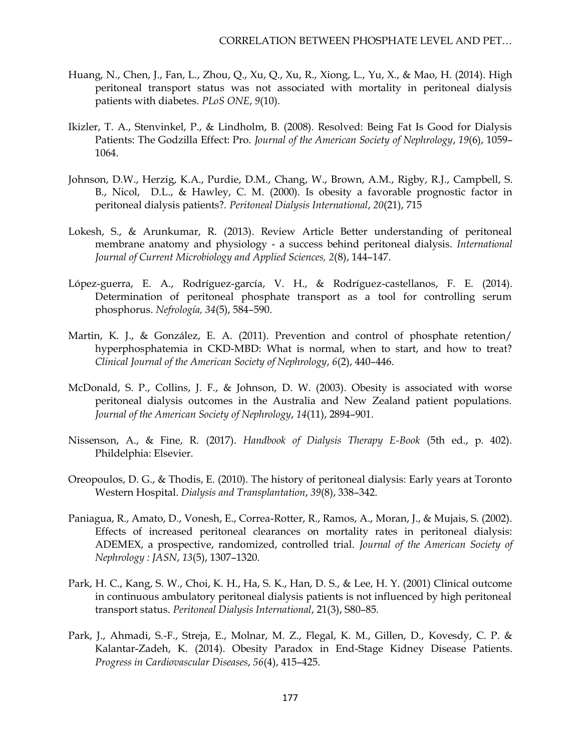Huang, N., Chen, J., Fan, L., Zhou, Q., Xu, Q., Xu, R., Xiong, L., Yu, X., & Mao, H. (2014). High peritoneal transport status was not associated with mortality in peritoneal dialysis patients with diabetes. *PLoS ONE*, *9*(10).

Ikizler, T. A., Stenvinkel, P., & Lindholm, B. (2008). Resolved: Being Fat Is Good for Dialysis Patients: The Godzilla Effect: Pro. *Journal of the American Society of Nephrology*, *19*(6), 1059–1064.

Johnson, D.W., Herzig, K.A., Purdie, D.M., Chang, W., Brown, A.M., Rigby, R.J., Campbell, S. B., Nicol, D.L., & Hawley, C. M. (2000). Is obesity a favorable prognostic factor in peritoneal dialysis patients?. *Peritoneal Dialysis International*, *20*(21), 715

Lokesh, S., & Arunkumar, R. (2013). Review Article Better understanding of peritoneal membrane anatomy and physiology - a success behind peritoneal dialysis. *International Journal of Current Microbiology and Applied Sciences, 2*(8), 144–147.

López-guerra, E. A., Rodríguez-garcía, V. H., & Rodríguez-castellanos, F. E. (2014). Determination of peritoneal phosphate transport as a tool for controlling serum phosphorus. *Nefrología, 34*(5), 584–590.

Martin, K. J., & González, E. A. (2011). Prevention and control of phosphate retention/ hyperphosphatemia in CKD-MBD: What is normal, when to start, and how to treat? *Clinical Journal of the American Society of Nephrology*, *6*(2), 440–446.

McDonald, S. P., Collins, J. F., & Johnson, D. W. (2003). Obesity is associated with worse peritoneal dialysis outcomes in the Australia and New Zealand patient populations. *Journal of the American Society of Nephrology*, *14*(11), 2894–901.

Nissenson, A., & Fine, R. (2017). *Handbook of Dialysis Therapy E-Book* (5th ed., p. 402). Phildelphia: Elsevier.

Oreopoulos, D. G., & Thodis, E. (2010). The history of peritoneal dialysis: Early years at Toronto Western Hospital. *Dialysis and Transplantation*, *39*(8), 338–342.

Paniagua, R., Amato, D., Vonesh, E., Correa-Rotter, R., Ramos, A., Moran, J., & Mujais, S. (2002). Effects of increased peritoneal clearances on mortality rates in peritoneal dialysis: ADEMEX, a prospective, randomized, controlled trial. *Journal of the American Society of Nephrology : JASN*, *13*(5), 1307–1320.

Park, H. C., Kang, S. W., Choi, K. H., Ha, S. K., Han, D. S., & Lee, H. Y. (2001) Clinical outcome in continuous ambulatory peritoneal dialysis patients is not influenced by high peritoneal transport status. *Peritoneal Dialysis International*, 21(3), S80–85.

Park, J., Ahmadi, S.-F., Streja, E., Molnar, M. Z., Flegal, K. M., Gillen, D., Kovesdy, C. P. & Kalantar-Zadeh, K. (2014). Obesity Paradox in End-Stage Kidney Disease Patients. *Progress in Cardiovascular Diseases*, *56*(4), 415–425.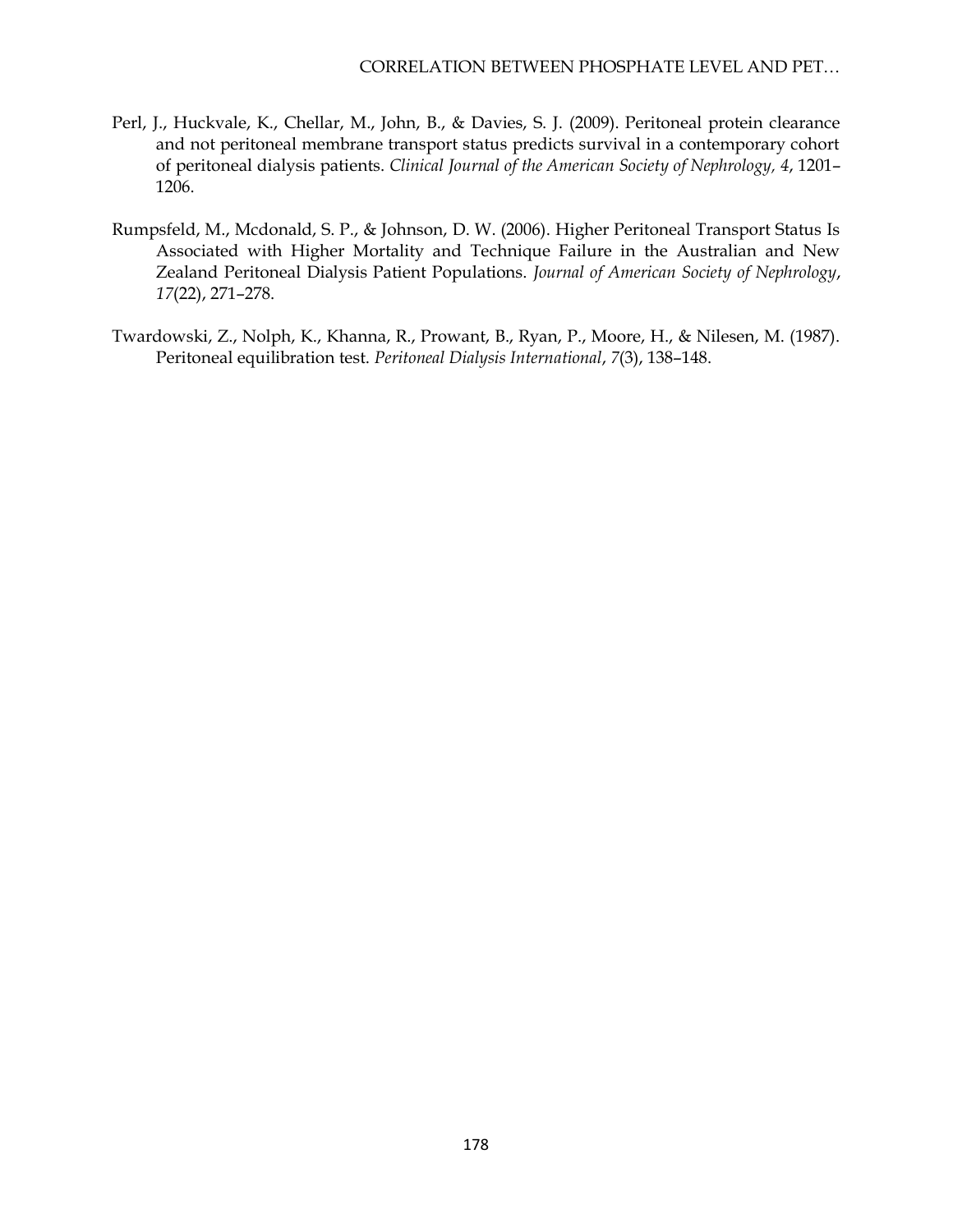Perl, J., Huckvale, K., Chellar, M., John, B., & Davies, S. J. (2009). Peritoneal protein clearance and not peritoneal membrane transport status predicts survival in a contemporary cohort of peritoneal dialysis patients. *Clinical Journal of the American Society of Nephrology, 4*, 1201–1206.

Rumpsfeld, M., Mcdonald, S. P., & Johnson, D. W. (2006). Higher Peritoneal Transport Status Is Associated with Higher Mortality and Technique Failure in the Australian and New Zealand Peritoneal Dialysis Patient Populations. *Journal of American Society of Nephrology*, *17*(22), 271–278.

Twardowski, Z., Nolph, K., Khanna, R., Prowant, B., Ryan, P., Moore, H., & Nilesen, M. (1987). Peritoneal equilibration test. *Peritoneal Dialysis International*, *7*(3), 138–148.